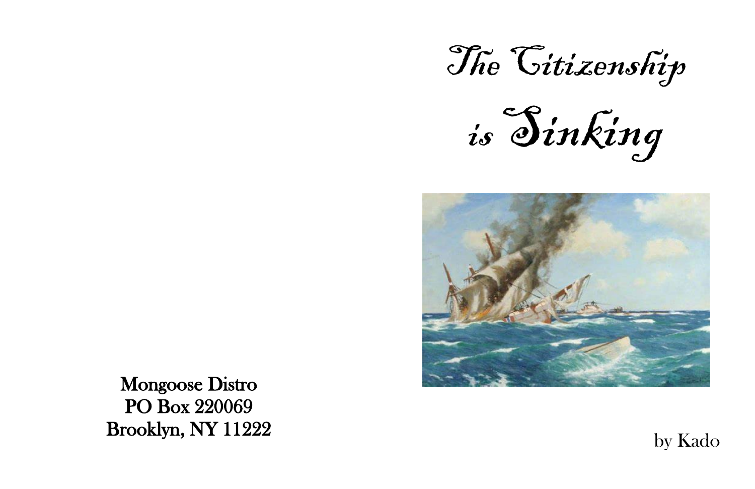Mongoose Distro
PO Box 220069
Brooklyn, NY 11222

# The Citizenship is Sinking

by Kado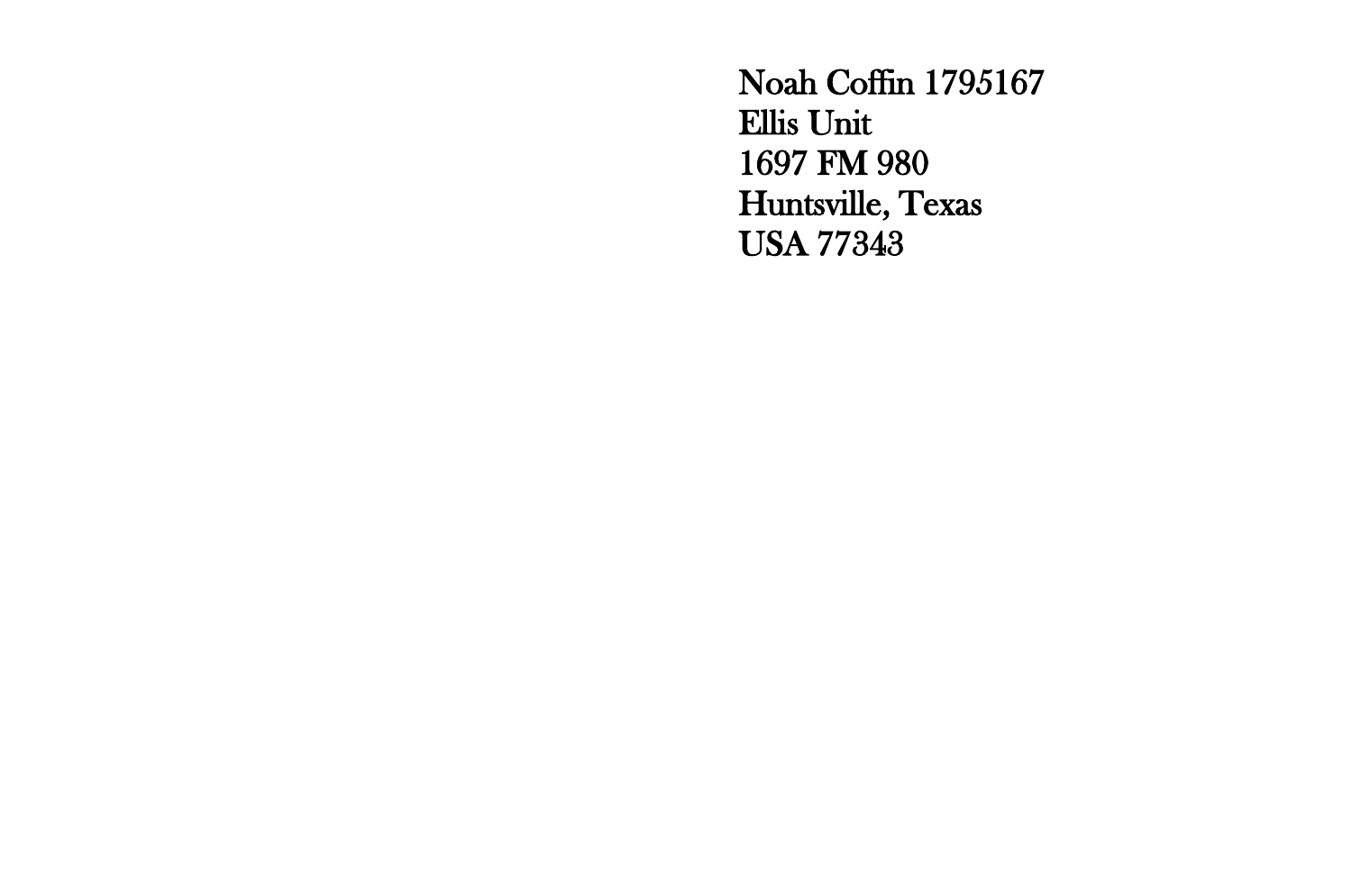Noah Coffin 1795167
Ellis Unit
1697 FM 980
Huntsville, Texas
USA 77343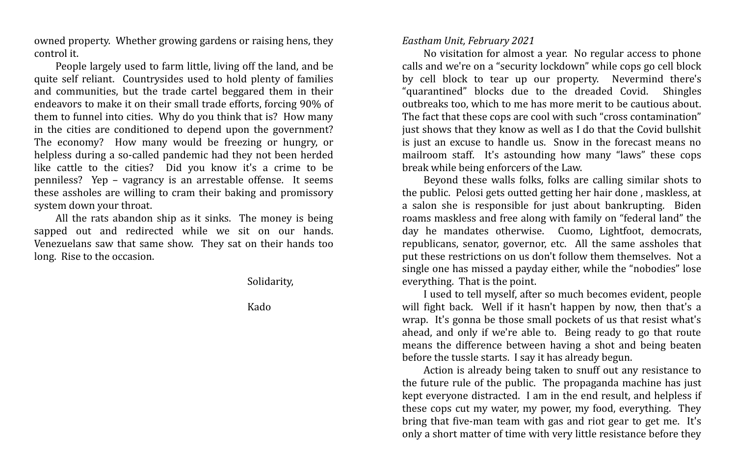owned property. Whether growing gardens or raising hens, they control it.

People largely used to farm little, living off the land, and be quite self reliant. Countrysides used to hold plenty of families and communities, but the trade cartel beggared them in their endeavors to make it on their small trade efforts, forcing 90% of them to funnel into cities. Why do you think that is? How many in the cities are conditioned to depend upon the government? The economy? How many would be freezing or hungry, or helpless during a so-called pandemic had they not been herded like cattle to the cities? Did you know it's a crime to be penniless? Yep – vagrancy is an arrestable offense. It seems these assholes are willing to cram their baking and promissory system down your throat.

All the rats abandon ship as it sinks. The money is being sapped out and redirected while we sit on our hands. Venezuelans saw that same show. They sat on their hands too long. Rise to the occasion.

Solidarity,

Kado

*Eastham Unit, February 2021*

No visitation for almost a year. No regular access to phone calls and we're on a "security lockdown" while cops go cell block by cell block to tear up our property. Nevermind there's "quarantined" blocks due to the dreaded Covid. Shingles outbreaks too, which to me has more merit to be cautious about. The fact that these cops are cool with such "cross contamination" just shows that they know as well as I do that the Covid bullshit is just an excuse to handle us. Snow in the forecast means no mailroom staff. It's astounding how many "laws" these cops break while being enforcers of the Law.

Beyond these walls folks, folks are calling similar shots to the public. Pelosi gets outted getting her hair done , maskless, at a salon she is responsible for just about bankrupting. Biden roams maskless and free along with family on "federal land" the day he mandates otherwise. Cuomo, Lightfoot, democrats, republicans, senator, governor, etc. All the same assholes that put these restrictions on us don't follow them themselves. Not a single one has missed a payday either, while the "nobodies" lose everything. That is the point.

I used to tell myself, after so much becomes evident, people will fight back. Well if it hasn't happen by now, then that's a wrap. It's gonna be those small pockets of us that resist what's ahead, and only if we're able to. Being ready to go that route means the difference between having a shot and being beaten before the tussle starts. I say it has already begun.

Action is already being taken to snuff out any resistance to the future rule of the public. The propaganda machine has just kept everyone distracted. I am in the end result, and helpless if these cops cut my water, my power, my food, everything. They bring that five-man team with gas and riot gear to get me. It's only a short matter of time with very little resistance before they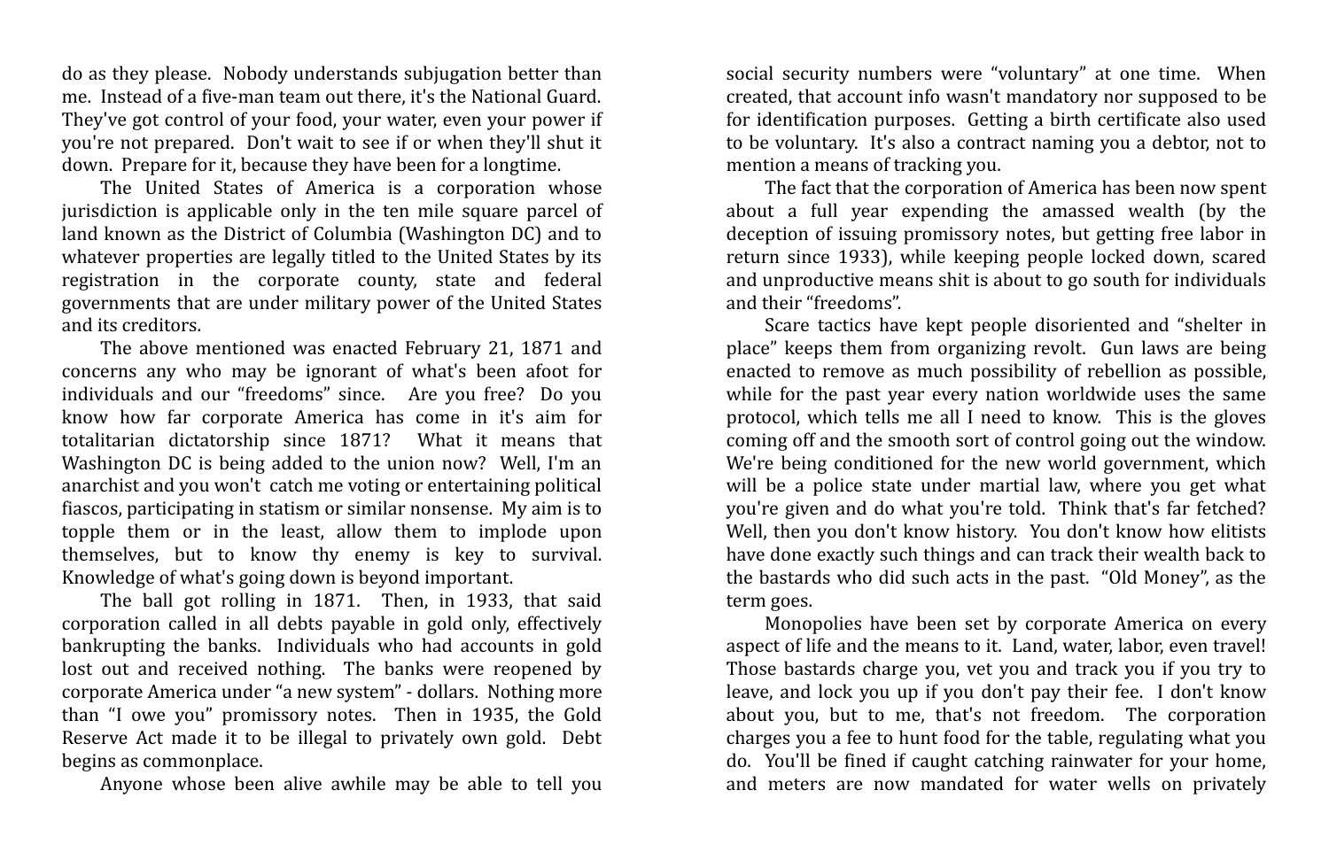do as they please. Nobody understands subjugation better than me. Instead of a five-man team out there, it's the National Guard. They've got control of your food, your water, even your power if you're not prepared. Don't wait to see if or when they'll shut it down. Prepare for it, because they have been for a longtime.

The United States of America is a corporation whose jurisdiction is applicable only in the ten mile square parcel of land known as the District of Columbia (Washington DC) and to whatever properties are legally titled to the United States by its registration in the corporate county, state and federal governments that are under military power of the United States and its creditors.

The above mentioned was enacted February 21, 1871 and concerns any who may be ignorant of what's been afoot for individuals and our "freedoms" since. Are you free? Do you know how far corporate America has come in it's aim for totalitarian dictatorship since 1871? What it means that Washington DC is being added to the union now? Well, I'm an anarchist and you won't catch me voting or entertaining political fiascos, participating in statism or similar nonsense. My aim is to topple them or in the least, allow them to implode upon themselves, but to know thy enemy is key to survival. Knowledge of what's going down is beyond important.

The ball got rolling in 1871. Then, in 1933, that said corporation called in all debts payable in gold only, effectively bankrupting the banks. Individuals who had accounts in gold lost out and received nothing. The banks were reopened by corporate America under "a new system" - dollars. Nothing more than "I owe you" promissory notes. Then in 1935, the Gold Reserve Act made it to be illegal to privately own gold. Debt begins as commonplace.

Anyone whose been alive awhile may be able to tell you social security numbers were "voluntary" at one time. When created, that account info wasn't mandatory nor supposed to be for identification purposes. Getting a birth certificate also used to be voluntary. It's also a contract naming you a debtor, not to mention a means of tracking you.

The fact that the corporation of America has been now spent about a full year expending the amassed wealth (by the deception of issuing promissory notes, but getting free labor in return since 1933), while keeping people locked down, scared and unproductive means shit is about to go south for individuals and their "freedoms".

Scare tactics have kept people disoriented and "shelter in place" keeps them from organizing revolt. Gun laws are being enacted to remove as much possibility of rebellion as possible, while for the past year every nation worldwide uses the same protocol, which tells me all I need to know. This is the gloves coming off and the smooth sort of control going out the window. We're being conditioned for the new world government, which will be a police state under martial law, where you get what you're given and do what you're told. Think that's far fetched? Well, then you don't know history. You don't know how elitists have done exactly such things and can track their wealth back to the bastards who did such acts in the past. "Old Money", as the term goes.

Monopolies have been set by corporate America on every aspect of life and the means to it. Land, water, labor, even travel! Those bastards charge you, vet you and track you if you try to leave, and lock you up if you don't pay their fee. I don't know about you, but to me, that's not freedom. The corporation charges you a fee to hunt food for the table, regulating what you do. You'll be fined if caught catching rainwater for your home, and meters are now mandated for water wells on privately